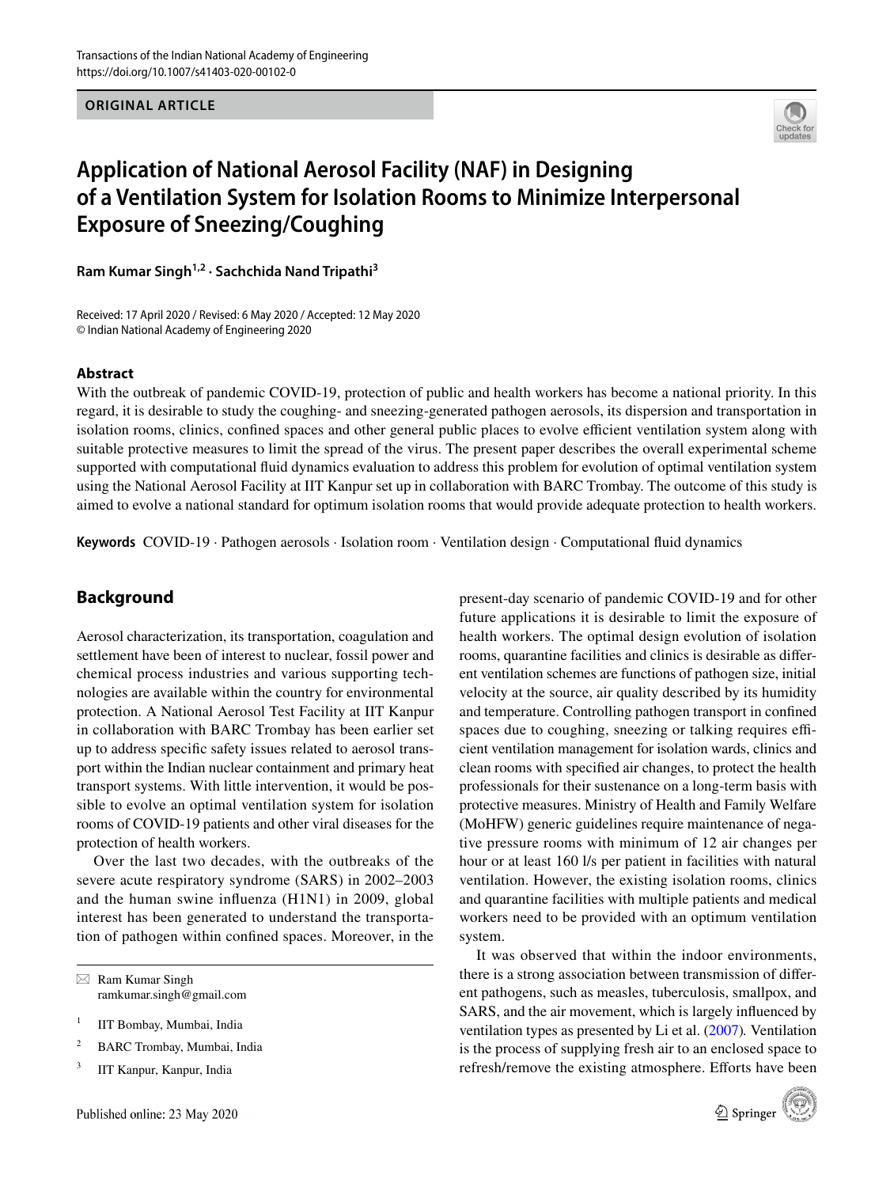ORIGINAL ARTICLE

# Application of National Aerosol Facility (NAF) in Designing of a Ventilation System for Isolation Rooms to Minimize Interpersonal Exposure of Sneezing/Coughing

**Ram Kumar Singh[1,2] · Sachchida Nand Tripathi[3]**

Received: 17 April 2020 / Revised: 6 May 2020 / Accepted: 12 May 2020
© Indian National Academy of Engineering 2020

### Abstract

With the outbreak of pandemic COVID-19, protection of public and health workers has become a national priority. In this regard, it is desirable to study the coughing- and sneezing-generated pathogen aerosols, its dispersion and transportation in isolation rooms, clinics, confined spaces and other general public places to evolve efficient ventilation system along with suitable protective measures to limit the spread of the virus. The present paper describes the overall experimental scheme supported with computational fluid dynamics evaluation to address this problem for evolution of optimal ventilation system using the National Aerosol Facility at IIT Kanpur set up in collaboration with BARC Trombay. The outcome of this study is aimed to evolve a national standard for optimum isolation rooms that would provide adequate protection to health workers.

**Keywords** COVID-19 · Pathogen aerosols · Isolation room · Ventilation design · Computational fluid dynamics

## Background

Aerosol characterization, its transportation, coagulation and settlement have been of interest to nuclear, fossil power and chemical process industries and various supporting technologies are available within the country for environmental protection. A National Aerosol Test Facility at IIT Kanpur in collaboration with BARC Trombay has been earlier set up to address specific safety issues related to aerosol transport within the Indian nuclear containment and primary heat transport systems. With little intervention, it would be possible to evolve an optimal ventilation system for isolation rooms of COVID-19 patients and other viral diseases for the protection of health workers.

Over the last two decades, with the outbreaks of the severe acute respiratory syndrome (SARS) in 2002–2003 and the human swine influenza (H1N1) in 2009, global interest has been generated to understand the transportation of pathogen within confined spaces. Moreover, in the present-day scenario of pandemic COVID-19 and for other future applications it is desirable to limit the exposure of health workers. The optimal design evolution of isolation rooms, quarantine facilities and clinics is desirable as different ventilation schemes are functions of pathogen size, initial velocity at the source, air quality described by its humidity and temperature. Controlling pathogen transport in confined spaces due to coughing, sneezing or talking requires efficient ventilation management for isolation wards, clinics and clean rooms with specified air changes, to protect the health professionals for their sustenance on a long-term basis with protective measures. Ministry of Health and Family Welfare (MoHFW) generic guidelines require maintenance of negative pressure rooms with minimum of 12 air changes per hour or at least 160 l/s per patient in facilities with natural ventilation. However, the existing isolation rooms, clinics and quarantine facilities with multiple patients and medical workers need to be provided with an optimum ventilation system.

It was observed that within the indoor environments, there is a strong association between transmission of different pathogens, such as measles, tuberculosis, smallpox, and SARS, and the air movement, which is largely influenced by ventilation types as presented by Li et al. (2007). Ventilation is the process of supplying fresh air to an enclosed space to refresh/remove the existing atmosphere. Efforts have been

---

✉ Ram Kumar Singh
ramkumar.singh@gmail.com

[1] IIT Bombay, Mumbai, India

[2] BARC Trombay, Mumbai, India

[3] IIT Kanpur, Kanpur, India

Published online: 23 May 2020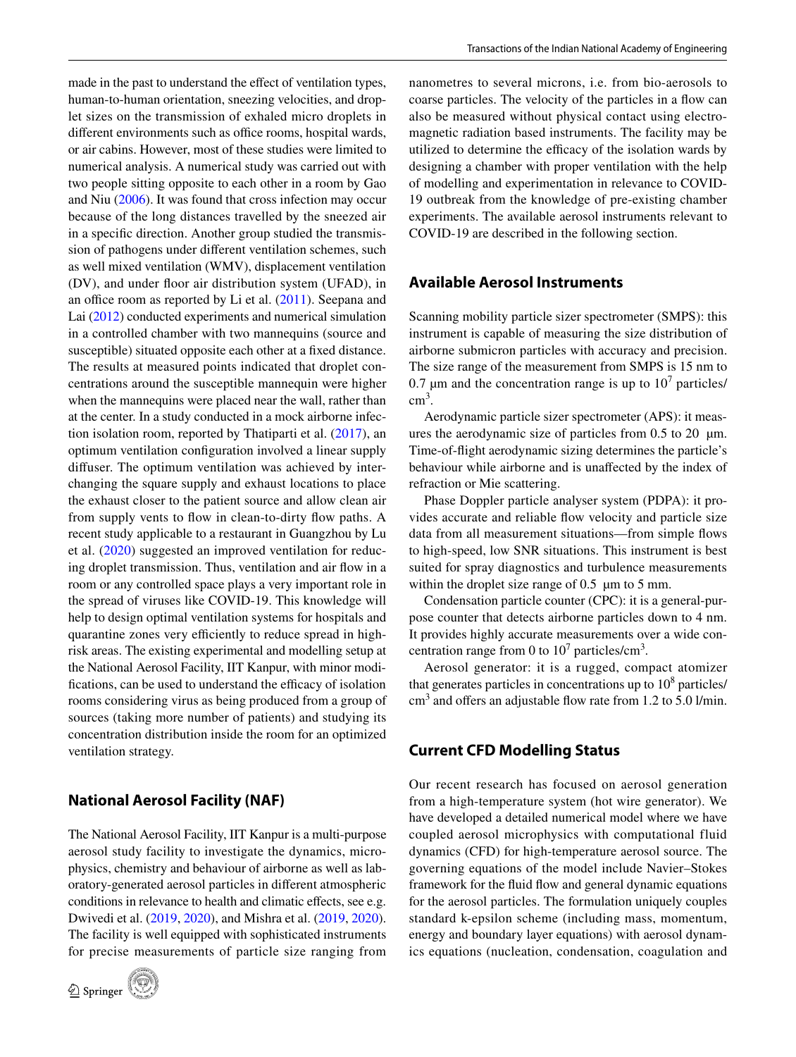made in the past to understand the effect of ventilation types, human-to-human orientation, sneezing velocities, and droplet sizes on the transmission of exhaled micro droplets in different environments such as office rooms, hospital wards, or air cabins. However, most of these studies were limited to numerical analysis. A numerical study was carried out with two people sitting opposite to each other in a room by Gao and Niu (2006). It was found that cross infection may occur because of the long distances travelled by the sneezed air in a specific direction. Another group studied the transmission of pathogens under different ventilation schemes, such as well mixed ventilation (WMV), displacement ventilation (DV), and under floor air distribution system (UFAD), in an office room as reported by Li et al. (2011). Seepana and Lai (2012) conducted experiments and numerical simulation in a controlled chamber with two mannequins (source and susceptible) situated opposite each other at a fixed distance. The results at measured points indicated that droplet concentrations around the susceptible mannequin were higher when the mannequins were placed near the wall, rather than at the center. In a study conducted in a mock airborne infection isolation room, reported by Thatiparti et al. (2017), an optimum ventilation configuration involved a linear supply diffuser. The optimum ventilation was achieved by interchanging the square supply and exhaust locations to place the exhaust closer to the patient source and allow clean air from supply vents to flow in clean-to-dirty flow paths. A recent study applicable to a restaurant in Guangzhou by Lu et al. (2020) suggested an improved ventilation for reducing droplet transmission. Thus, ventilation and air flow in a room or any controlled space plays a very important role in the spread of viruses like COVID-19. This knowledge will help to design optimal ventilation systems for hospitals and quarantine zones very efficiently to reduce spread in high-risk areas. The existing experimental and modelling setup at the National Aerosol Facility, IIT Kanpur, with minor modifications, can be used to understand the efficacy of isolation rooms considering virus as being produced from a group of sources (taking more number of patients) and studying its concentration distribution inside the room for an optimized ventilation strategy.

## National Aerosol Facility (NAF)

The National Aerosol Facility, IIT Kanpur is a multi-purpose aerosol study facility to investigate the dynamics, microphysics, chemistry and behaviour of airborne as well as laboratory-generated aerosol particles in different atmospheric conditions in relevance to health and climatic effects, see e.g. Dwivedi et al. (2019, 2020), and Mishra et al. (2019, 2020). The facility is well equipped with sophisticated instruments for precise measurements of particle size ranging from nanometres to several microns, i.e. from bio-aerosols to coarse particles. The velocity of the particles in a flow can also be measured without physical contact using electromagnetic radiation based instruments. The facility may be utilized to determine the efficacy of the isolation wards by designing a chamber with proper ventilation with the help of modelling and experimentation in relevance to COVID-19 outbreak from the knowledge of pre-existing chamber experiments. The available aerosol instruments relevant to COVID-19 are described in the following section.

## Available Aerosol Instruments

Scanning mobility particle sizer spectrometer (SMPS): this instrument is capable of measuring the size distribution of airborne submicron particles with accuracy and precision. The size range of the measurement from SMPS is 15 nm to 0.7 µm and the concentration range is up to $10^7$ particles/cm$^3$.

Aerodynamic particle sizer spectrometer (APS): it measures the aerodynamic size of particles from 0.5 to 20 µm. Time-of-flight aerodynamic sizing determines the particle's behaviour while airborne and is unaffected by the index of refraction or Mie scattering.

Phase Doppler particle analyser system (PDPA): it provides accurate and reliable flow velocity and particle size data from all measurement situations—from simple flows to high-speed, low SNR situations. This instrument is best suited for spray diagnostics and turbulence measurements within the droplet size range of 0.5 µm to 5 mm.

Condensation particle counter (CPC): it is a general-purpose counter that detects airborne particles down to 4 nm. It provides highly accurate measurements over a wide concentration range from 0 to $10^7$ particles/cm$^3$.

Aerosol generator: it is a rugged, compact atomizer that generates particles in concentrations up to $10^8$ particles/cm$^3$ and offers an adjustable flow rate from 1.2 to 5.0 l/min.

## Current CFD Modelling Status

Our recent research has focused on aerosol generation from a high-temperature system (hot wire generator). We have developed a detailed numerical model where we have coupled aerosol microphysics with computational fluid dynamics (CFD) for high-temperature aerosol source. The governing equations of the model include Navier–Stokes framework for the fluid flow and general dynamic equations for the aerosol particles. The formulation uniquely couples standard k-epsilon scheme (including mass, momentum, energy and boundary layer equations) with aerosol dynamics equations (nucleation, condensation, coagulation and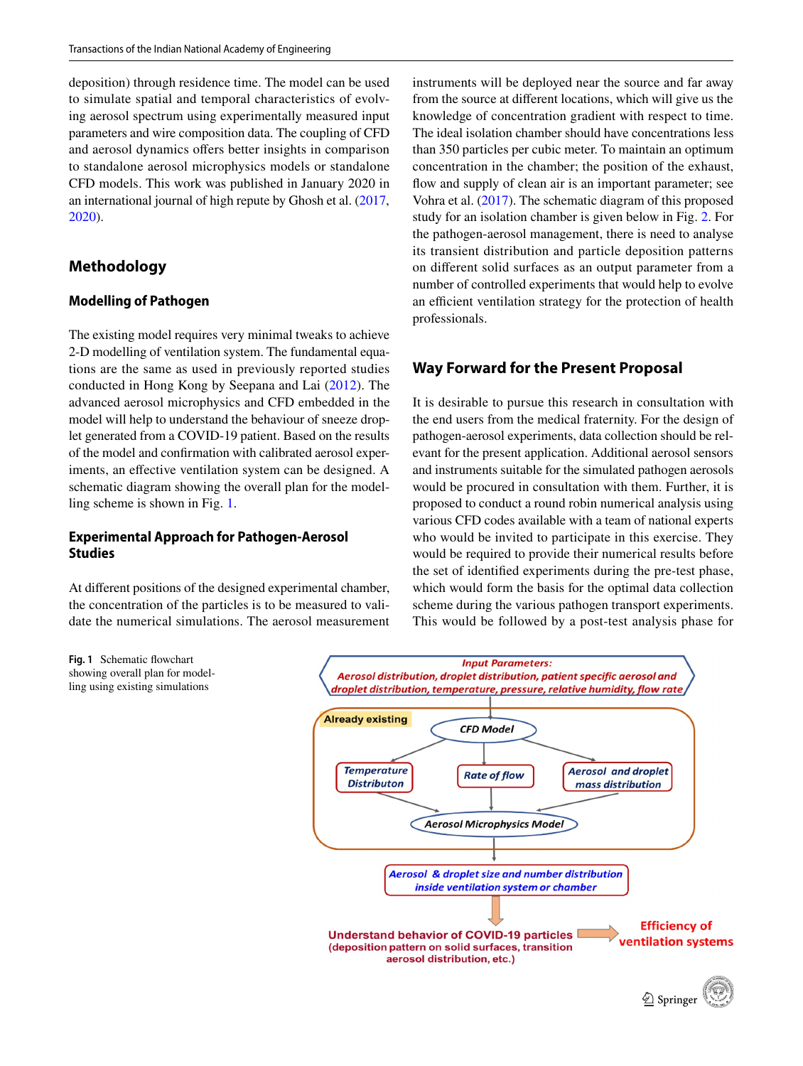deposition) through residence time. The model can be used to simulate spatial and temporal characteristics of evolving aerosol spectrum using experimentally measured input parameters and wire composition data. The coupling of CFD and aerosol dynamics offers better insights in comparison to standalone aerosol microphysics models or standalone CFD models. This work was published in January 2020 in an international journal of high repute by Ghosh et al. (2017, 2020).

## Methodology

### Modelling of Pathogen

The existing model requires very minimal tweaks to achieve 2-D modelling of ventilation system. The fundamental equations are the same as used in previously reported studies conducted in Hong Kong by Seepana and Lai (2012). The advanced aerosol microphysics and CFD embedded in the model will help to understand the behaviour of sneeze droplet generated from a COVID-19 patient. Based on the results of the model and confirmation with calibrated aerosol experiments, an effective ventilation system can be designed. A schematic diagram showing the overall plan for the modelling scheme is shown in Fig. 1.

### Experimental Approach for Pathogen-Aerosol Studies

At different positions of the designed experimental chamber, the concentration of the particles is to be measured to validate the numerical simulations. The aerosol measurement instruments will be deployed near the source and far away from the source at different locations, which will give us the knowledge of concentration gradient with respect to time. The ideal isolation chamber should have concentrations less than 350 particles per cubic meter. To maintain an optimum concentration in the chamber; the position of the exhaust, flow and supply of clean air is an important parameter; see Vohra et al. (2017). The schematic diagram of this proposed study for an isolation chamber is given below in Fig. 2. For the pathogen-aerosol management, there is need to analyse its transient distribution and particle deposition patterns on different solid surfaces as an output parameter from a number of controlled experiments that would help to evolve an efficient ventilation strategy for the protection of health professionals.

## Way Forward for the Present Proposal

It is desirable to pursue this research in consultation with the end users from the medical fraternity. For the design of pathogen-aerosol experiments, data collection should be relevant for the present application. Additional aerosol sensors and instruments suitable for the simulated pathogen aerosols would be procured in consultation with them. Further, it is proposed to conduct a round robin numerical analysis using various CFD codes available with a team of national experts who would be invited to participate in this exercise. They would be required to provide their numerical results before the set of identified experiments during the pre-test phase, which would form the basis for the optimal data collection scheme during the various pathogen transport experiments. This would be followed by a post-test analysis phase for

**Fig. 1** Schematic flowchart showing overall plan for modelling using existing simulations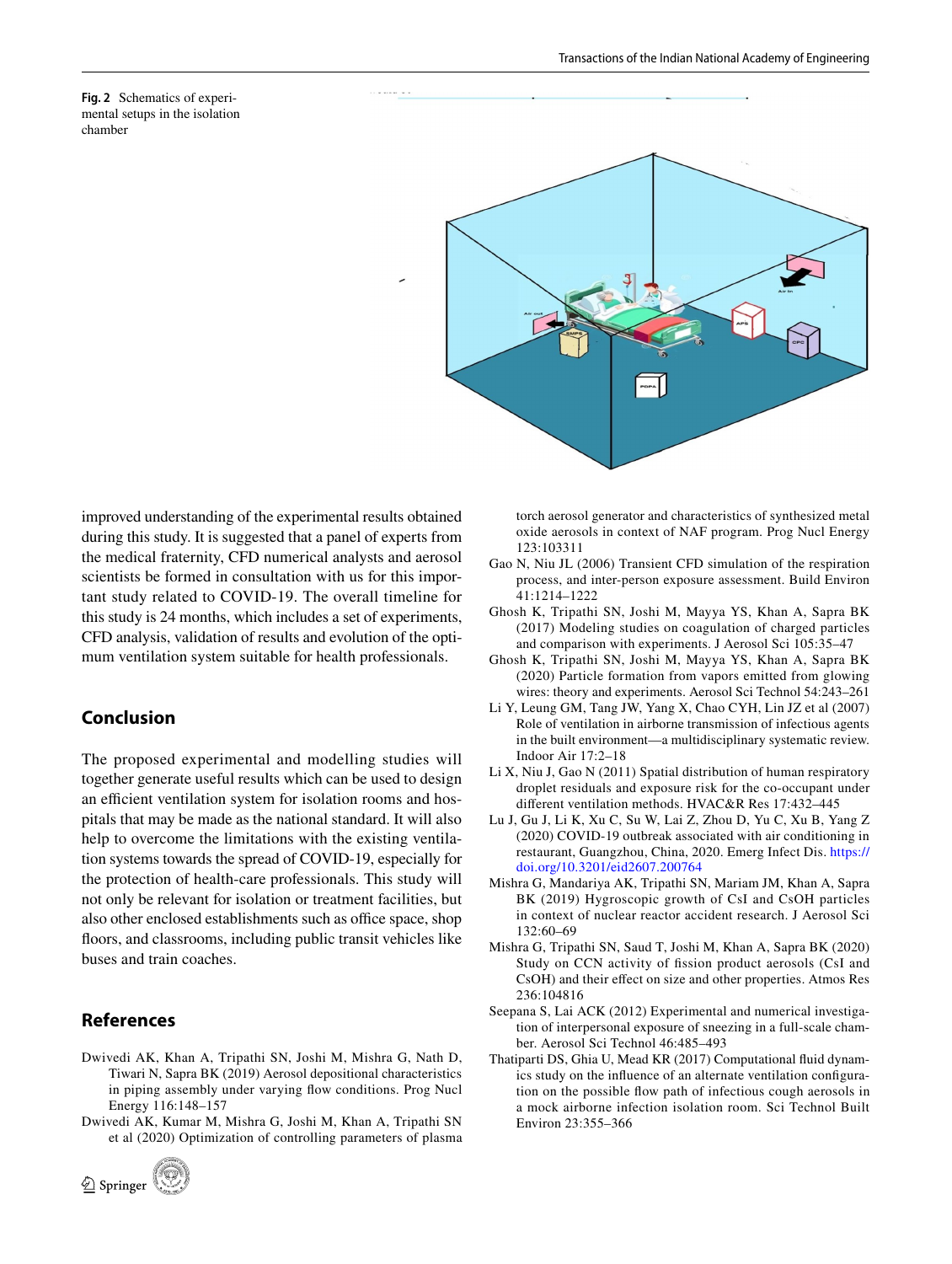Fig. 2 Schematics of experimental setups in the isolation chamber

improved understanding of the experimental results obtained during this study. It is suggested that a panel of experts from the medical fraternity, CFD numerical analysts and aerosol scientists be formed in consultation with us for this important study related to COVID-19. The overall timeline for this study is 24 months, which includes a set of experiments, CFD analysis, validation of results and evolution of the optimum ventilation system suitable for health professionals.

## Conclusion

The proposed experimental and modelling studies will together generate useful results which can be used to design an efficient ventilation system for isolation rooms and hospitals that may be made as the national standard. It will also help to overcome the limitations with the existing ventilation systems towards the spread of COVID-19, especially for the protection of health-care professionals. This study will not only be relevant for isolation or treatment facilities, but also other enclosed establishments such as office space, shop floors, and classrooms, including public transit vehicles like buses and train coaches.

## References

Dwivedi AK, Khan A, Tripathi SN, Joshi M, Mishra G, Nath D, Tiwari N, Sapra BK (2019) Aerosol depositional characteristics in piping assembly under varying flow conditions. Prog Nucl Energy 116:148–157

Dwivedi AK, Kumar M, Mishra G, Joshi M, Khan A, Tripathi SN et al (2020) Optimization of controlling parameters of plasma torch aerosol generator and characteristics of synthesized metal oxide aerosols in context of NAF program. Prog Nucl Energy 123:103311

Gao N, Niu JL (2006) Transient CFD simulation of the respiration process, and inter-person exposure assessment. Build Environ 41:1214–1222

Ghosh K, Tripathi SN, Joshi M, Mayya YS, Khan A, Sapra BK (2017) Modeling studies on coagulation of charged particles and comparison with experiments. J Aerosol Sci 105:35–47

Ghosh K, Tripathi SN, Joshi M, Mayya YS, Khan A, Sapra BK (2020) Particle formation from vapors emitted from glowing wires: theory and experiments. Aerosol Sci Technol 54:243–261

Li Y, Leung GM, Tang JW, Yang X, Chao CYH, Lin JZ et al (2007) Role of ventilation in airborne transmission of infectious agents in the built environment—a multidisciplinary systematic review. Indoor Air 17:2–18

Li X, Niu J, Gao N (2011) Spatial distribution of human respiratory droplet residuals and exposure risk for the co-occupant under different ventilation methods. HVAC&R Res 17:432–445

Lu J, Gu J, Li K, Xu C, Su W, Lai Z, Zhou D, Yu C, Xu B, Yang Z (2020) COVID-19 outbreak associated with air conditioning in restaurant, Guangzhou, China, 2020. Emerg Infect Dis. https://doi.org/10.3201/eid2607.200764

Mishra G, Mandariya AK, Tripathi SN, Mariam JM, Khan A, Sapra BK (2019) Hygroscopic growth of CsI and CsOH particles in context of nuclear reactor accident research. J Aerosol Sci 132:60–69

Mishra G, Tripathi SN, Saud T, Joshi M, Khan A, Sapra BK (2020) Study on CCN activity of fission product aerosols (CsI and CsOH) and their effect on size and other properties. Atmos Res 236:104816

Seepana S, Lai ACK (2012) Experimental and numerical investigation of interpersonal exposure of sneezing in a full-scale chamber. Aerosol Sci Technol 46:485–493

Thatiparti DS, Ghia U, Mead KR (2017) Computational fluid dynamics study on the influence of an alternate ventilation configuration on the possible flow path of infectious cough aerosols in a mock airborne infection isolation room. Sci Technol Built Environ 23:355–366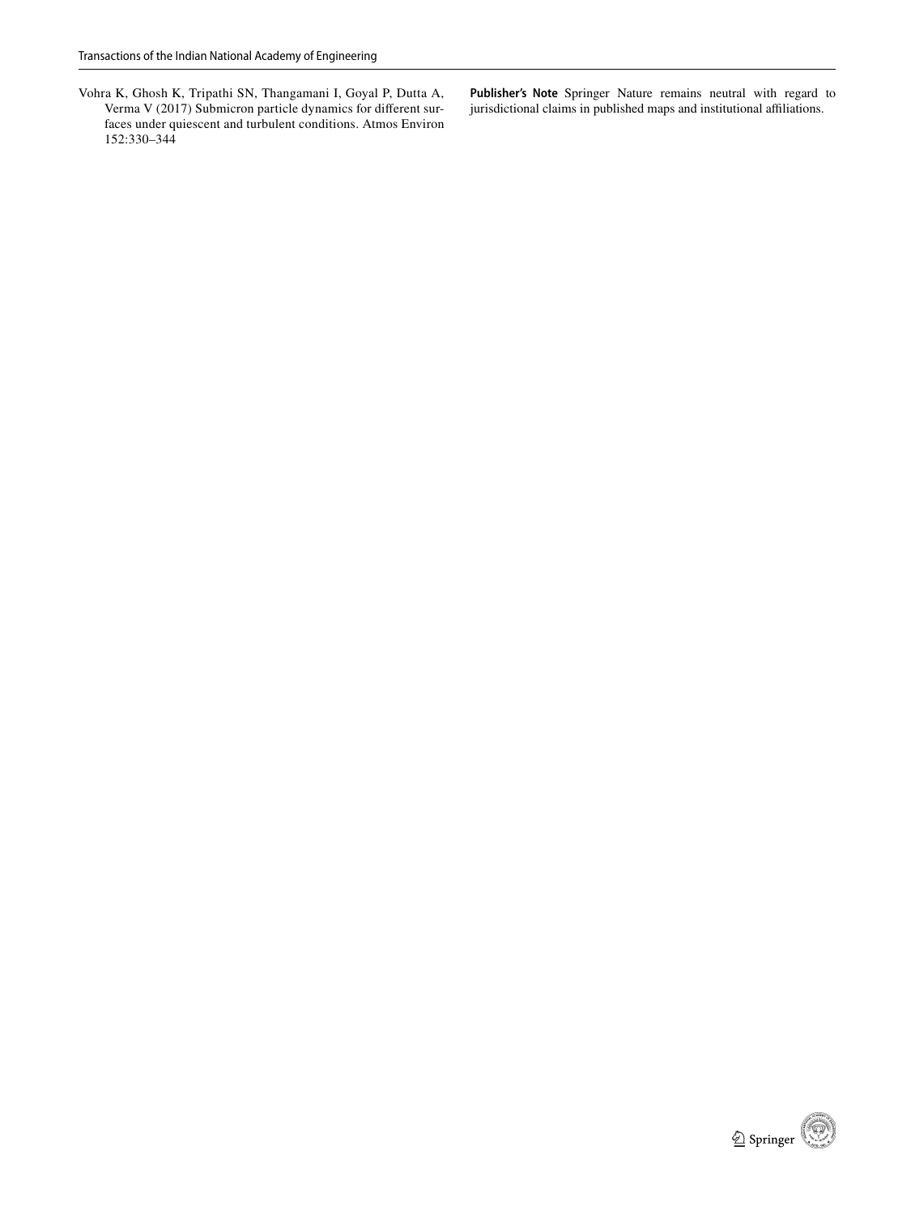Vohra K, Ghosh K, Tripathi SN, Thangamani I, Goyal P, Dutta A, Verma V (2017) Submicron particle dynamics for different surfaces under quiescent and turbulent conditions. Atmos Environ 152:330–344

**Publisher's Note** Springer Nature remains neutral with regard to jurisdictional claims in published maps and institutional affiliations.